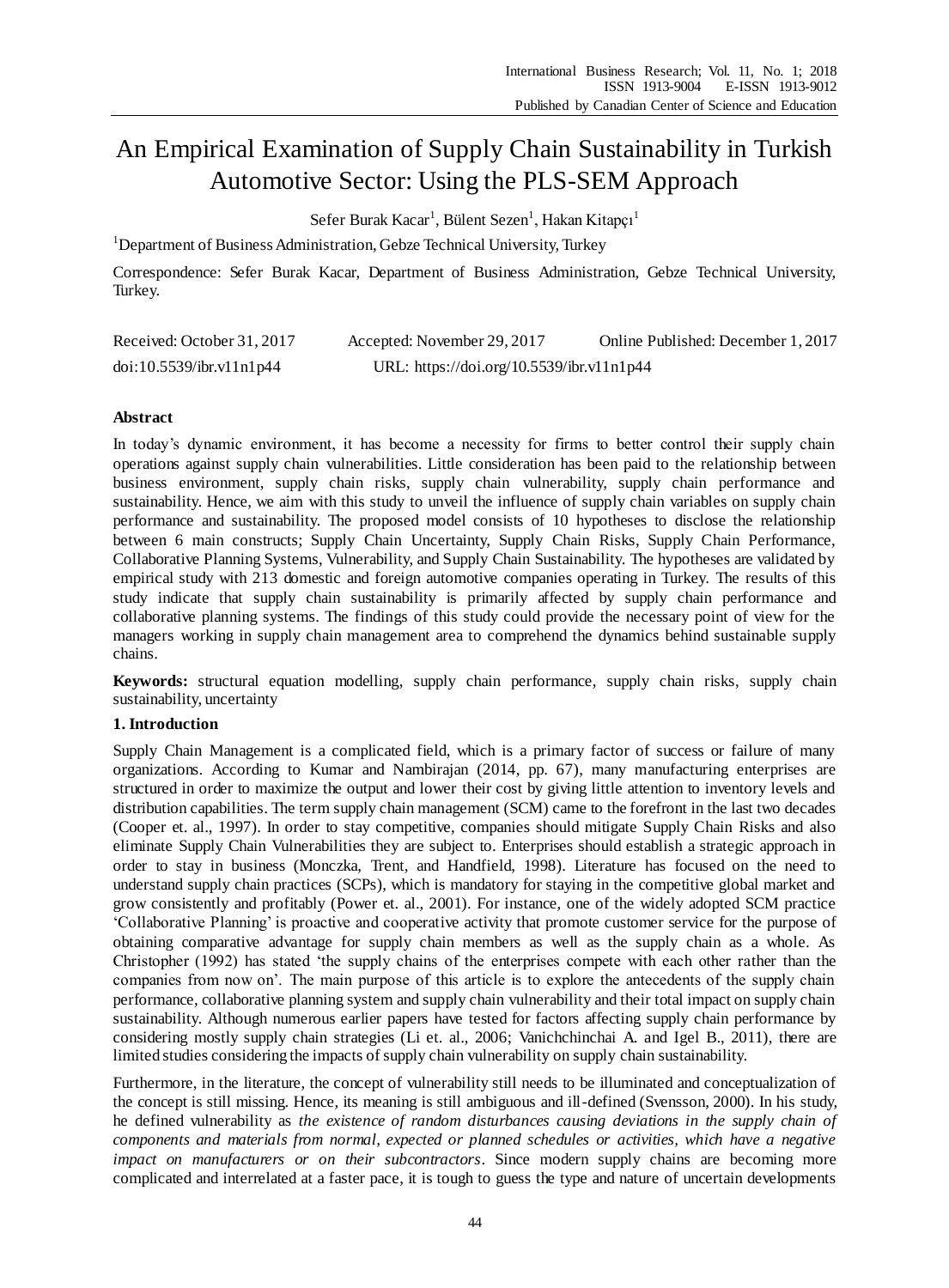# An Empirical Examination of Supply Chain Sustainability in Turkish Automotive Sector: Using the PLS-SEM Approach

Sefer Burak Kacar[1], Bülent Sezen[1], Hakan Kitapçı[1]

[1]Department of Business Administration, Gebze Technical University, Turkey

Correspondence: Sefer Burak Kacar, Department of Business Administration, Gebze Technical University, Turkey.

Received: October 31, 2017 Accepted: November 29, 2017 Online Published: December 1, 2017

doi:10.5539/ibr.v11n1p44 URL: https://doi.org/10.5539/ibr.v11n1p44

## Abstract

In today's dynamic environment, it has become a necessity for firms to better control their supply chain operations against supply chain vulnerabilities. Little consideration has been paid to the relationship between business environment, supply chain risks, supply chain vulnerability, supply chain performance and sustainability. Hence, we aim with this study to unveil the influence of supply chain variables on supply chain performance and sustainability. The proposed model consists of 10 hypotheses to disclose the relationship between 6 main constructs; Supply Chain Uncertainty, Supply Chain Risks, Supply Chain Performance, Collaborative Planning Systems, Vulnerability, and Supply Chain Sustainability. The hypotheses are validated by empirical study with 213 domestic and foreign automotive companies operating in Turkey. The results of this study indicate that supply chain sustainability is primarily affected by supply chain performance and collaborative planning systems. The findings of this study could provide the necessary point of view for the managers working in supply chain management area to comprehend the dynamics behind sustainable supply chains.

**Keywords:** structural equation modelling, supply chain performance, supply chain risks, supply chain sustainability, uncertainty

## 1. Introduction

Supply Chain Management is a complicated field, which is a primary factor of success or failure of many organizations. According to Kumar and Nambirajan (2014, pp. 67), many manufacturing enterprises are structured in order to maximize the output and lower their cost by giving little attention to inventory levels and distribution capabilities. The term supply chain management (SCM) came to the forefront in the last two decades (Cooper et. al., 1997). In order to stay competitive, companies should mitigate Supply Chain Risks and also eliminate Supply Chain Vulnerabilities they are subject to. Enterprises should establish a strategic approach in order to stay in business (Monczka, Trent, and Handfield, 1998). Literature has focused on the need to understand supply chain practices (SCPs), which is mandatory for staying in the competitive global market and grow consistently and profitably (Power et. al., 2001). For instance, one of the widely adopted SCM practice 'Collaborative Planning' is proactive and cooperative activity that promote customer service for the purpose of obtaining comparative advantage for supply chain members as well as the supply chain as a whole. As Christopher (1992) has stated 'the supply chains of the enterprises compete with each other rather than the companies from now on'. The main purpose of this article is to explore the antecedents of the supply chain performance, collaborative planning system and supply chain vulnerability and their total impact on supply chain sustainability. Although numerous earlier papers have tested for factors affecting supply chain performance by considering mostly supply chain strategies (Li et. al., 2006; Vanichchinchai A. and Igel B., 2011), there are limited studies considering the impacts of supply chain vulnerability on supply chain sustainability.

Furthermore, in the literature, the concept of vulnerability still needs to be illuminated and conceptualization of the concept is still missing. Hence, its meaning is still ambiguous and ill-defined (Svensson, 2000). In his study, he defined vulnerability as *the existence of random disturbances causing deviations in the supply chain of components and materials from normal, expected or planned schedules or activities, which have a negative impact on manufacturers or on their subcontractors*. Since modern supply chains are becoming more complicated and interrelated at a faster pace, it is tough to guess the type and nature of uncertain developments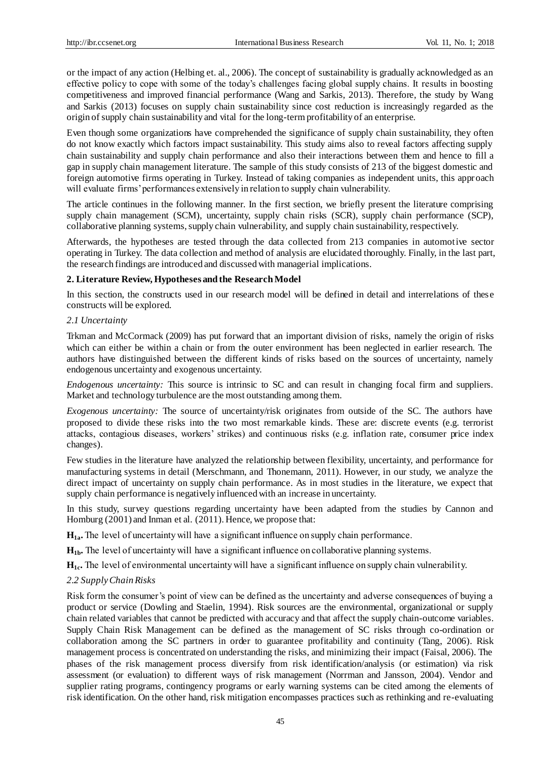or the impact of any action (Helbing et. al., 2006). The concept of sustainability is gradually acknowledged as an effective policy to cope with some of the today's challenges facing global supply chains. It results in boosting competitiveness and improved financial performance (Wang and Sarkis, 2013). Therefore, the study by Wang and Sarkis (2013) focuses on supply chain sustainability since cost reduction is increasingly regarded as the origin of supply chain sustainability and vital for the long-term profitability of an enterprise.

Even though some organizations have comprehended the significance of supply chain sustainability, they often do not know exactly which factors impact sustainability. This study aims also to reveal factors affecting supply chain sustainability and supply chain performance and also their interactions between them and hence to fill a gap in supply chain management literature. The sample of this study consists of 213 of the biggest domestic and foreign automotive firms operating in Turkey. Instead of taking companies as independent units, this approach will evaluate firms' performances extensively in relation to supply chain vulnerability.

The article continues in the following manner. In the first section, we briefly present the literature comprising supply chain management (SCM), uncertainty, supply chain risks (SCR), supply chain performance (SCP), collaborative planning systems, supply chain vulnerability, and supply chain sustainability, respectively.

Afterwards, the hypotheses are tested through the data collected from 213 companies in automotive sector operating in Turkey. The data collection and method of analysis are elucidated thoroughly. Finally, in the last part, the research findings are introduced and discussed with managerial implications.

## 2. Literature Review, Hypotheses and the Research Model

In this section, the constructs used in our research model will be defined in detail and interrelations of these constructs will be explored.

### *2.1 Uncertainty*

Trkman and McCormack (2009) has put forward that an important division of risks, namely the origin of risks which can either be within a chain or from the outer environment has been neglected in earlier research. The authors have distinguished between the different kinds of risks based on the sources of uncertainty, namely endogenous uncertainty and exogenous uncertainty.

*Endogenous uncertainty:* This source is intrinsic to SC and can result in changing focal firm and suppliers. Market and technology turbulence are the most outstanding among them.

*Exogenous uncertainty:* The source of uncertainty/risk originates from outside of the SC. The authors have proposed to divide these risks into the two most remarkable kinds. These are: discrete events (e.g. terrorist attacks, contagious diseases, workers' strikes) and continuous risks (e.g. inflation rate, consumer price index changes).

Few studies in the literature have analyzed the relationship between flexibility, uncertainty, and performance for manufacturing systems in detail (Merschmann, and Thonemann, 2011). However, in our study, we analyze the direct impact of uncertainty on supply chain performance. As in most studies in the literature, we expect that supply chain performance is negatively influenced with an increase in uncertainty.

In this study, survey questions regarding uncertainty have been adapted from the studies by Cannon and Homburg (2001) and Inman et al. (2011). Hence, we propose that:

**$H_{1a}$.** The level of uncertainty will have a significant influence on supply chain performance.

**$H_{1b}$.** The level of uncertainty will have a significant influence on collaborative planning systems.

**$H_{1c}$.** The level of environmental uncertainty will have a significant influence on supply chain vulnerability.

### *2.2 Supply Chain Risks*

Risk form the consumer's point of view can be defined as the uncertainty and adverse consequences of buying a product or service (Dowling and Staelin, 1994). Risk sources are the environmental, organizational or supply chain related variables that cannot be predicted with accuracy and that affect the supply chain-outcome variables. Supply Chain Risk Management can be defined as the management of SC risks through co-ordination or collaboration among the SC partners in order to guarantee profitability and continuity (Tang, 2006). Risk management process is concentrated on understanding the risks, and minimizing their impact (Faisal, 2006). The phases of the risk management process diversify from risk identification/analysis (or estimation) via risk assessment (or evaluation) to different ways of risk management (Norrman and Jansson, 2004). Vendor and supplier rating programs, contingency programs or early warning systems can be cited among the elements of risk identification. On the other hand, risk mitigation encompasses practices such as rethinking and re-evaluating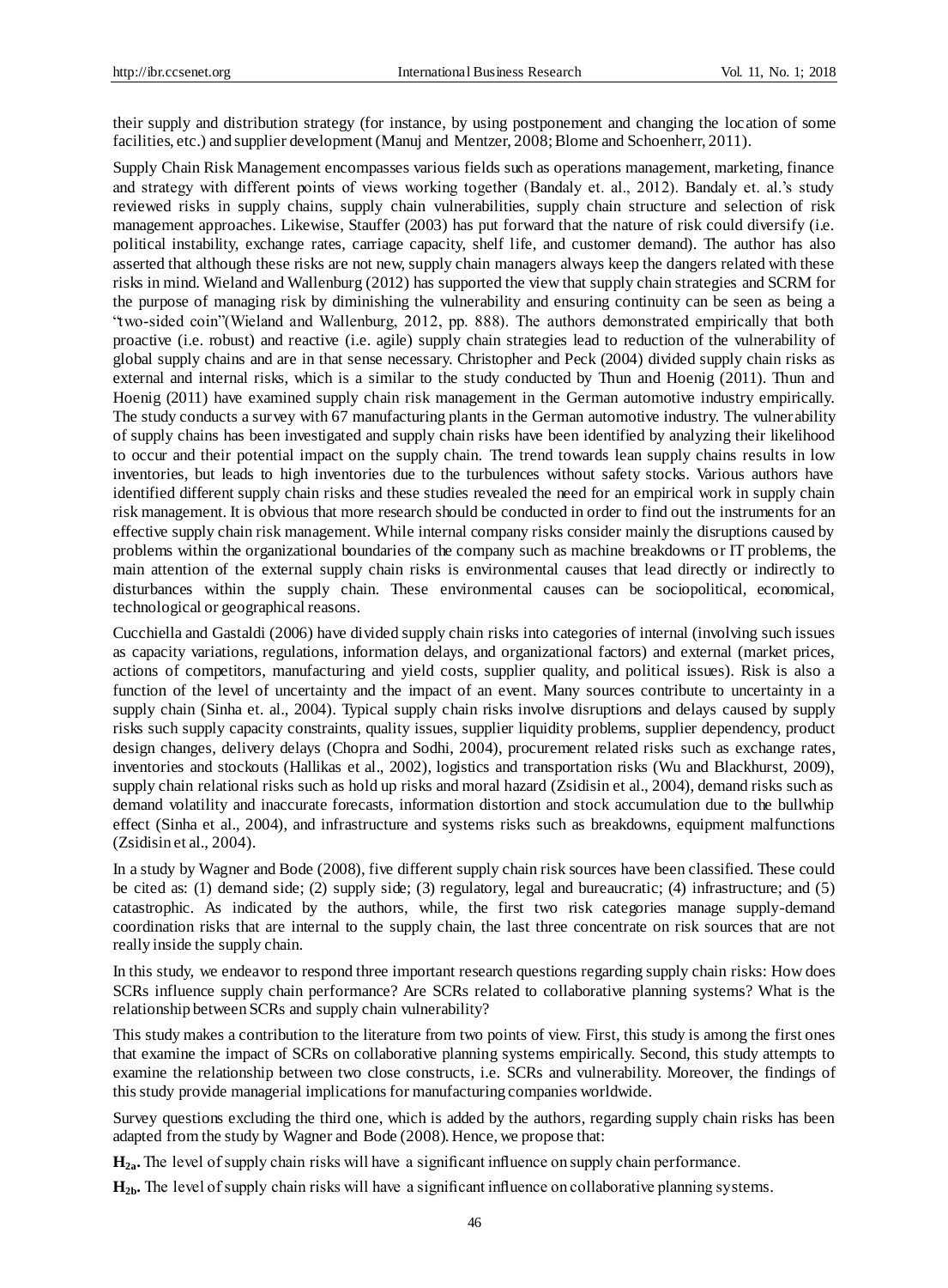their supply and distribution strategy (for instance, by using postponement and changing the location of some facilities, etc.) and supplier development (Manuj and Mentzer, 2008; Blome and Schoenherr, 2011).

Supply Chain Risk Management encompasses various fields such as operations management, marketing, finance and strategy with different points of views working together (Bandaly et. al., 2012). Bandaly et. al.'s study reviewed risks in supply chains, supply chain vulnerabilities, supply chain structure and selection of risk management approaches. Likewise, Stauffer (2003) has put forward that the nature of risk could diversify (i.e. political instability, exchange rates, carriage capacity, shelf life, and customer demand). The author has also asserted that although these risks are not new, supply chain managers always keep the dangers related with these risks in mind. Wieland and Wallenburg (2012) has supported the view that supply chain strategies and SCRM for the purpose of managing risk by diminishing the vulnerability and ensuring continuity can be seen as being a "two-sided coin"(Wieland and Wallenburg, 2012, pp. 888). The authors demonstrated empirically that both proactive (i.e. robust) and reactive (i.e. agile) supply chain strategies lead to reduction of the vulnerability of global supply chains and are in that sense necessary. Christopher and Peck (2004) divided supply chain risks as external and internal risks, which is a similar to the study conducted by Thun and Hoenig (2011). Thun and Hoenig (2011) have examined supply chain risk management in the German automotive industry empirically. The study conducts a survey with 67 manufacturing plants in the German automotive industry. The vulnerability of supply chains has been investigated and supply chain risks have been identified by analyzing their likelihood to occur and their potential impact on the supply chain. The trend towards lean supply chains results in low inventories, but leads to high inventories due to the turbulences without safety stocks. Various authors have identified different supply chain risks and these studies revealed the need for an empirical work in supply chain risk management. It is obvious that more research should be conducted in order to find out the instruments for an effective supply chain risk management. While internal company risks consider mainly the disruptions caused by problems within the organizational boundaries of the company such as machine breakdowns or IT problems, the main attention of the external supply chain risks is environmental causes that lead directly or indirectly to disturbances within the supply chain. These environmental causes can be sociopolitical, economical, technological or geographical reasons.

Cucchiella and Gastaldi (2006) have divided supply chain risks into categories of internal (involving such issues as capacity variations, regulations, information delays, and organizational factors) and external (market prices, actions of competitors, manufacturing and yield costs, supplier quality, and political issues). Risk is also a function of the level of uncertainty and the impact of an event. Many sources contribute to uncertainty in a supply chain (Sinha et. al., 2004). Typical supply chain risks involve disruptions and delays caused by supply risks such supply capacity constraints, quality issues, supplier liquidity problems, supplier dependency, product design changes, delivery delays (Chopra and Sodhi, 2004), procurement related risks such as exchange rates, inventories and stockouts (Hallikas et al., 2002), logistics and transportation risks (Wu and Blackhurst, 2009), supply chain relational risks such as hold up risks and moral hazard (Zsidisin et al., 2004), demand risks such as demand volatility and inaccurate forecasts, information distortion and stock accumulation due to the bullwhip effect (Sinha et al., 2004), and infrastructure and systems risks such as breakdowns, equipment malfunctions (Zsidisin et al., 2004).

In a study by Wagner and Bode (2008), five different supply chain risk sources have been classified. These could be cited as: (1) demand side; (2) supply side; (3) regulatory, legal and bureaucratic; (4) infrastructure; and (5) catastrophic. As indicated by the authors, while, the first two risk categories manage supply-demand coordination risks that are internal to the supply chain, the last three concentrate on risk sources that are not really inside the supply chain.

In this study, we endeavor to respond three important research questions regarding supply chain risks: How does SCRs influence supply chain performance? Are SCRs related to collaborative planning systems? What is the relationship between SCRs and supply chain vulnerability?

This study makes a contribution to the literature from two points of view. First, this study is among the first ones that examine the impact of SCRs on collaborative planning systems empirically. Second, this study attempts to examine the relationship between two close constructs, i.e. SCRs and vulnerability. Moreover, the findings of this study provide managerial implications for manufacturing companies worldwide.

Survey questions excluding the third one, which is added by the authors, regarding supply chain risks has been adapted from the study by Wagner and Bode (2008). Hence, we propose that:

**$H_{2a}$.** The level of supply chain risks will have a significant influence on supply chain performance.

**$H_{2b}$.** The level of supply chain risks will have a significant influence on collaborative planning systems.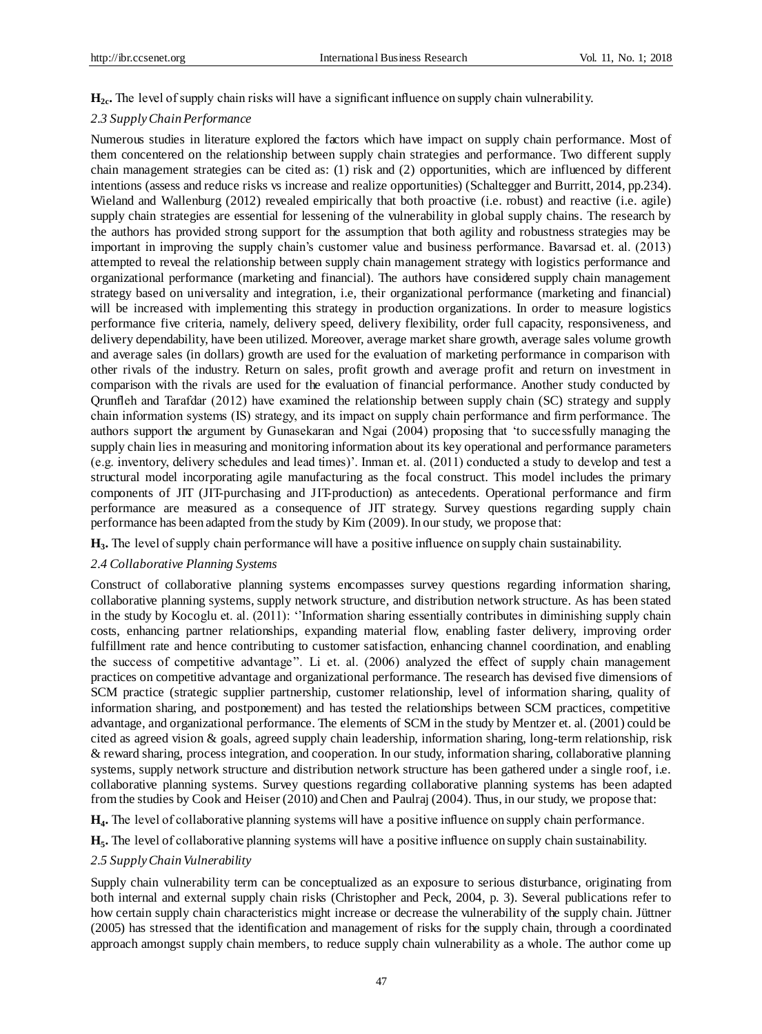**$H_{2c}$.** The level of supply chain risks will have a significant influence on supply chain vulnerability.

### *2.3 Supply Chain Performance*

Numerous studies in literature explored the factors which have impact on supply chain performance. Most of them concentered on the relationship between supply chain strategies and performance. Two different supply chain management strategies can be cited as: (1) risk and (2) opportunities, which are influenced by different intentions (assess and reduce risks vs increase and realize opportunities) (Schaltegger and Burritt, 2014, pp.234). Wieland and Wallenburg (2012) revealed empirically that both proactive (i.e. robust) and reactive (i.e. agile) supply chain strategies are essential for lessening of the vulnerability in global supply chains. The research by the authors has provided strong support for the assumption that both agility and robustness strategies may be important in improving the supply chain's customer value and business performance. Bavarsad et. al. (2013) attempted to reveal the relationship between supply chain management strategy with logistics performance and organizational performance (marketing and financial). The authors have considered supply chain management strategy based on universality and integration, i.e, their organizational performance (marketing and financial) will be increased with implementing this strategy in production organizations. In order to measure logistics performance five criteria, namely, delivery speed, delivery flexibility, order full capacity, responsiveness, and delivery dependability, have been utilized. Moreover, average market share growth, average sales volume growth and average sales (in dollars) growth are used for the evaluation of marketing performance in comparison with other rivals of the industry. Return on sales, profit growth and average profit and return on investment in comparison with the rivals are used for the evaluation of financial performance. Another study conducted by Qrunfleh and Tarafdar (2012) have examined the relationship between supply chain (SC) strategy and supply chain information systems (IS) strategy, and its impact on supply chain performance and firm performance. The authors support the argument by Gunasekaran and Ngai (2004) proposing that 'to successfully managing the supply chain lies in measuring and monitoring information about its key operational and performance parameters (e.g. inventory, delivery schedules and lead times)'. Inman et. al. (2011) conducted a study to develop and test a structural model incorporating agile manufacturing as the focal construct. This model includes the primary components of JIT (JIT-purchasing and JIT-production) as antecedents. Operational performance and firm performance are measured as a consequence of JIT strategy. Survey questions regarding supply chain performance has been adapted from the study by Kim (2009). In our study, we propose that:

**$H_3$.** The level of supply chain performance will have a positive influence on supply chain sustainability.

### *2.4 Collaborative Planning Systems*

Construct of collaborative planning systems encompasses survey questions regarding information sharing, collaborative planning systems, supply network structure, and distribution network structure. As has been stated in the study by Kocoglu et. al. (2011): ''Information sharing essentially contributes in diminishing supply chain costs, enhancing partner relationships, expanding material flow, enabling faster delivery, improving order fulfillment rate and hence contributing to customer satisfaction, enhancing channel coordination, and enabling the success of competitive advantage''. Li et. al. (2006) analyzed the effect of supply chain management practices on competitive advantage and organizational performance. The research has devised five dimensions of SCM practice (strategic supplier partnership, customer relationship, level of information sharing, quality of information sharing, and postponement) and has tested the relationships between SCM practices, competitive advantage, and organizational performance. The elements of SCM in the study by Mentzer et. al. (2001) could be cited as agreed vision & goals, agreed supply chain leadership, information sharing, long-term relationship, risk & reward sharing, process integration, and cooperation. In our study, information sharing, collaborative planning systems, supply network structure and distribution network structure has been gathered under a single roof, i.e. collaborative planning systems. Survey questions regarding collaborative planning systems has been adapted from the studies by Cook and Heiser (2010) and Chen and Paulraj (2004). Thus, in our study, we propose that:

**$H_4$.** The level of collaborative planning systems will have a positive influence on supply chain performance.

**$H_5$.** The level of collaborative planning systems will have a positive influence on supply chain sustainability.

### *2.5 Supply Chain Vulnerability*

Supply chain vulnerability term can be conceptualized as an exposure to serious disturbance, originating from both internal and external supply chain risks (Christopher and Peck, 2004, p. 3). Several publications refer to how certain supply chain characteristics might increase or decrease the vulnerability of the supply chain. Jüttner (2005) has stressed that the identification and management of risks for the supply chain, through a coordinated approach amongst supply chain members, to reduce supply chain vulnerability as a whole. The author come up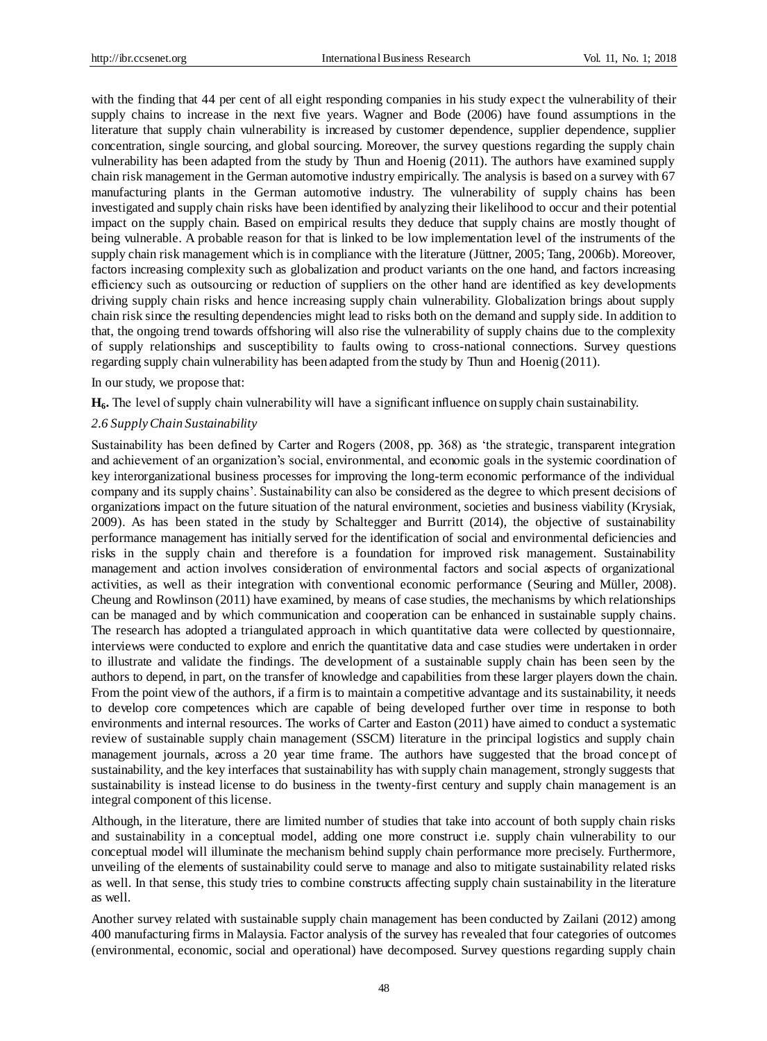with the finding that 44 per cent of all eight responding companies in his study expect the vulnerability of their supply chains to increase in the next five years. Wagner and Bode (2006) have found assumptions in the literature that supply chain vulnerability is increased by customer dependence, supplier dependence, supplier concentration, single sourcing, and global sourcing. Moreover, the survey questions regarding the supply chain vulnerability has been adapted from the study by Thun and Hoenig (2011). The authors have examined supply chain risk management in the German automotive industry empirically. The analysis is based on a survey with 67 manufacturing plants in the German automotive industry. The vulnerability of supply chains has been investigated and supply chain risks have been identified by analyzing their likelihood to occur and their potential impact on the supply chain. Based on empirical results they deduce that supply chains are mostly thought of being vulnerable. A probable reason for that is linked to be low implementation level of the instruments of the supply chain risk management which is in compliance with the literature (Jüttner, 2005; Tang, 2006b). Moreover, factors increasing complexity such as globalization and product variants on the one hand, and factors increasing efficiency such as outsourcing or reduction of suppliers on the other hand are identified as key developments driving supply chain risks and hence increasing supply chain vulnerability. Globalization brings about supply chain risk since the resulting dependencies might lead to risks both on the demand and supply side. In addition to that, the ongoing trend towards offshoring will also rise the vulnerability of supply chains due to the complexity of supply relationships and susceptibility to faults owing to cross-national connections. Survey questions regarding supply chain vulnerability has been adapted from the study by Thun and Hoenig (2011).

In our study, we propose that:

**H$_6$.** The level of supply chain vulnerability will have a significant influence on supply chain sustainability.

### *2.6 Supply Chain Sustainability*

Sustainability has been defined by Carter and Rogers (2008, pp. 368) as 'the strategic, transparent integration and achievement of an organization's social, environmental, and economic goals in the systemic coordination of key interorganizational business processes for improving the long-term economic performance of the individual company and its supply chains'. Sustainability can also be considered as the degree to which present decisions of organizations impact on the future situation of the natural environment, societies and business viability (Krysiak, 2009). As has been stated in the study by Schaltegger and Burritt (2014), the objective of sustainability performance management has initially served for the identification of social and environmental deficiencies and risks in the supply chain and therefore is a foundation for improved risk management. Sustainability management and action involves consideration of environmental factors and social aspects of organizational activities, as well as their integration with conventional economic performance (Seuring and Müller, 2008). Cheung and Rowlinson (2011) have examined, by means of case studies, the mechanisms by which relationships can be managed and by which communication and cooperation can be enhanced in sustainable supply chains. The research has adopted a triangulated approach in which quantitative data were collected by questionnaire, interviews were conducted to explore and enrich the quantitative data and case studies were undertaken in order to illustrate and validate the findings. The development of a sustainable supply chain has been seen by the authors to depend, in part, on the transfer of knowledge and capabilities from these larger players down the chain. From the point view of the authors, if a firm is to maintain a competitive advantage and its sustainability, it needs to develop core competences which are capable of being developed further over time in response to both environments and internal resources. The works of Carter and Easton (2011) have aimed to conduct a systematic review of sustainable supply chain management (SSCM) literature in the principal logistics and supply chain management journals, across a 20 year time frame. The authors have suggested that the broad concept of sustainability, and the key interfaces that sustainability has with supply chain management, strongly suggests that sustainability is instead license to do business in the twenty-first century and supply chain management is an integral component of this license.

Although, in the literature, there are limited number of studies that take into account of both supply chain risks and sustainability in a conceptual model, adding one more construct i.e. supply chain vulnerability to our conceptual model will illuminate the mechanism behind supply chain performance more precisely. Furthermore, unveiling of the elements of sustainability could serve to manage and also to mitigate sustainability related risks as well. In that sense, this study tries to combine constructs affecting supply chain sustainability in the literature as well.

Another survey related with sustainable supply chain management has been conducted by Zailani (2012) among 400 manufacturing firms in Malaysia. Factor analysis of the survey has revealed that four categories of outcomes (environmental, economic, social and operational) have decomposed. Survey questions regarding supply chain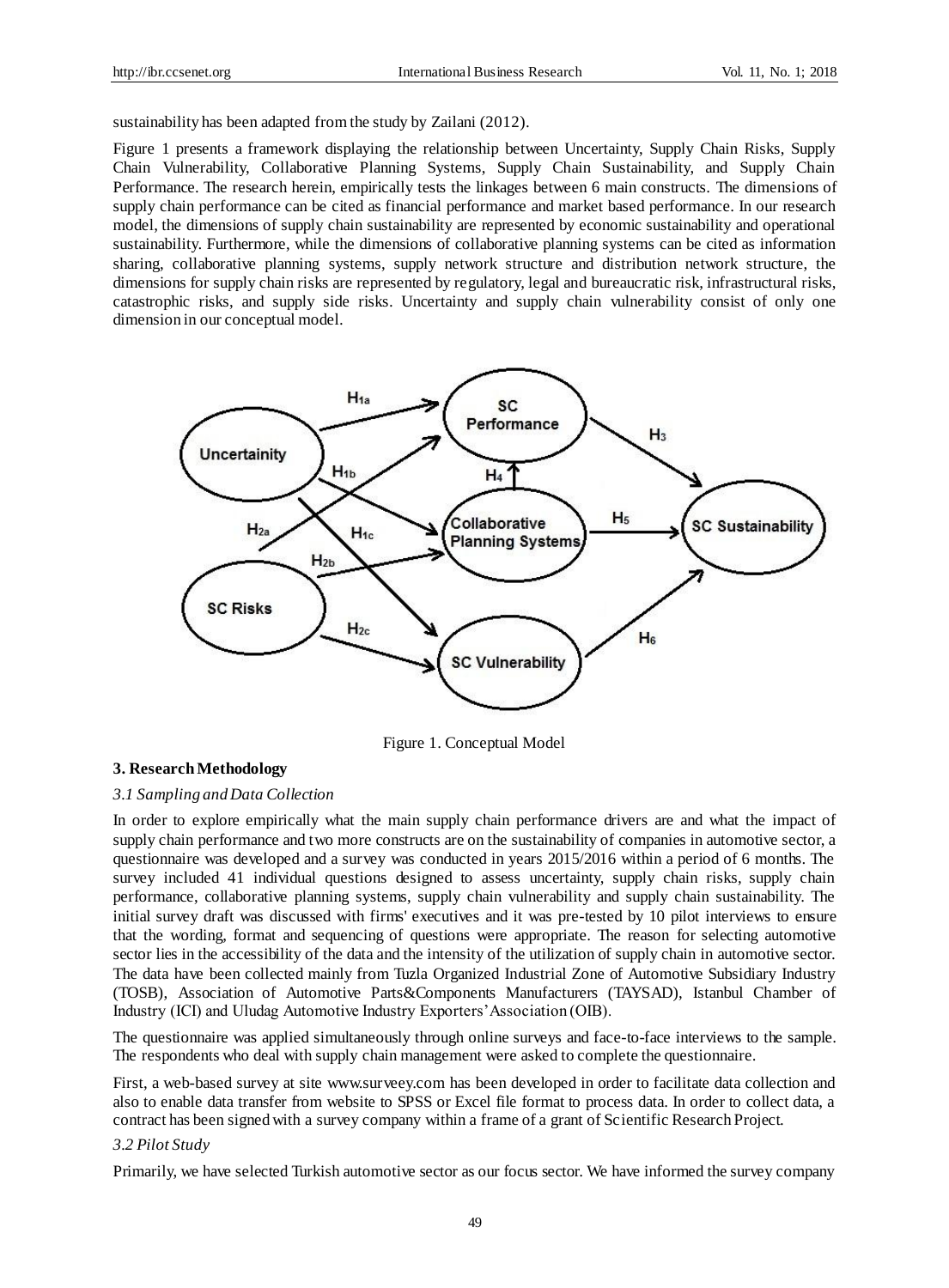sustainability has been adapted from the study by Zailani (2012).

Figure 1 presents a framework displaying the relationship between Uncertainty, Supply Chain Risks, Supply Chain Vulnerability, Collaborative Planning Systems, Supply Chain Sustainability, and Supply Chain Performance. The research herein, empirically tests the linkages between 6 main constructs. The dimensions of supply chain performance can be cited as financial performance and market based performance. In our research model, the dimensions of supply chain sustainability are represented by economic sustainability and operational sustainability. Furthermore, while the dimensions of collaborative planning systems can be cited as information sharing, collaborative planning systems, supply network structure and distribution network structure, the dimensions for supply chain risks are represented by regulatory, legal and bureaucratic risk, infrastructural risks, catastrophic risks, and supply side risks. Uncertainty and supply chain vulnerability consist of only one dimension in our conceptual model.

Uncertainity

SC Performance

Collaborative Planning Systems

SC Sustainability

SC Risks

SC Vulnerability

$H_{1a}$ $H_{1b}$ $H_{1c}$ $H_{2a}$ $H_{2b}$ $H_{2c}$ $H_3$ $H_4$ $H_5$ $H_6$

Figure 1. Conceptual Model

## 3. Research Methodology

### *3.1 Sampling and Data Collection*

In order to explore empirically what the main supply chain performance drivers are and what the impact of supply chain performance and two more constructs are on the sustainability of companies in automotive sector, a questionnaire was developed and a survey was conducted in years 2015/2016 within a period of 6 months. The survey included 41 individual questions designed to assess uncertainty, supply chain risks, supply chain performance, collaborative planning systems, supply chain vulnerability and supply chain sustainability. The initial survey draft was discussed with firms' executives and it was pre-tested by 10 pilot interviews to ensure that the wording, format and sequencing of questions were appropriate. The reason for selecting automotive sector lies in the accessibility of the data and the intensity of the utilization of supply chain in automotive sector. The data have been collected mainly from Tuzla Organized Industrial Zone of Automotive Subsidiary Industry (TOSB), Association of Automotive Parts&Components Manufacturers (TAYSAD), Istanbul Chamber of Industry (ICI) and Uludag Automotive Industry Exporters' Association (OIB).

The questionnaire was applied simultaneously through online surveys and face-to-face interviews to the sample. The respondents who deal with supply chain management were asked to complete the questionnaire.

First, a web-based survey at site www.surveey.com has been developed in order to facilitate data collection and also to enable data transfer from website to SPSS or Excel file format to process data. In order to collect data, a contract has been signed with a survey company within a frame of a grant of Scientific Research Project.

### *3.2 Pilot Study*

Primarily, we have selected Turkish automotive sector as our focus sector. We have informed the survey company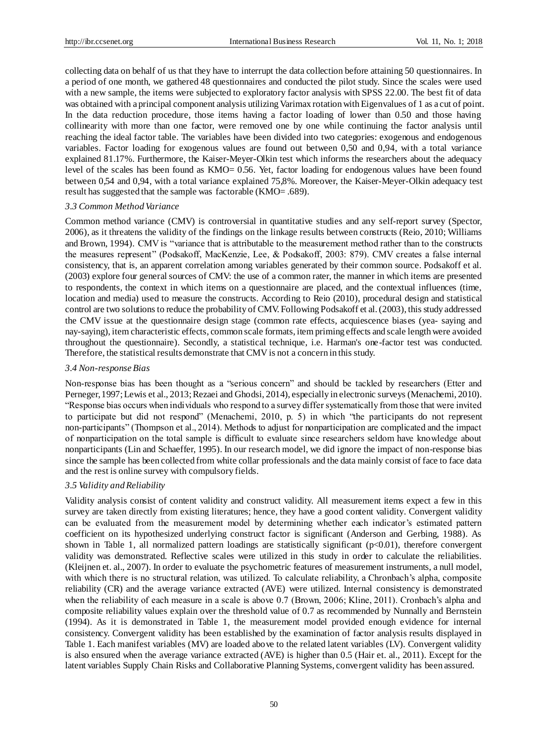collecting data on behalf of us that they have to interrupt the data collection before attaining 50 questionnaires. In a period of one month, we gathered 48 questionnaires and conducted the pilot study. Since the scales were used with a new sample, the items were subjected to exploratory factor analysis with SPSS 22.00. The best fit of data was obtained with a principal component analysis utilizing Varimax rotation with Eigenvalues of 1 as a cut of point. In the data reduction procedure, those items having a factor loading of lower than 0.50 and those having collinearity with more than one factor, were removed one by one while continuing the factor analysis until reaching the ideal factor table. The variables have been divided into two categories: exogenous and endogenous variables. Factor loading for exogenous values are found out between 0,50 and 0,94, with a total variance explained 81.17%. Furthermore, the Kaiser-Meyer-Olkin test which informs the researchers about the adequacy level of the scales has been found as KMO= 0.56. Yet, factor loading for endogenous values have been found between 0,54 and 0,94, with a total variance explained 75,8%. Moreover, the Kaiser-Meyer-Olkin adequacy test result has suggested that the sample was factorable (KMO= .689).

### *3.3 Common Method Variance*

Common method variance (CMV) is controversial in quantitative studies and any self-report survey (Spector, 2006), as it threatens the validity of the findings on the linkage results between constructs (Reio, 2010; Williams and Brown, 1994). CMV is "variance that is attributable to the measurement method rather than to the constructs the measures represent" (Podsakoff, MacKenzie, Lee, & Podsakoff, 2003: 879). CMV creates a false internal consistency, that is, an apparent correlation among variables generated by their common source. Podsakoff et al. (2003) explore four general sources of CMV: the use of a common rater, the manner in which items are presented to respondents, the context in which items on a questionnaire are placed, and the contextual influences (time, location and media) used to measure the constructs. According to Reio (2010), procedural design and statistical control are two solutions to reduce the probability of CMV. Following Podsakoff et al. (2003), this study addressed the CMV issue at the questionnaire design stage (common rate effects, acquiescence biases (yea- saying and nay-saying), item characteristic effects, common scale formats, item priming effects and scale length were avoided throughout the questionnaire). Secondly, a statistical technique, i.e. Harman's one-factor test was conducted. Therefore, the statistical results demonstrate that CMV is not a concern in this study.

### *3.4 Non-response Bias*

Non-response bias has been thought as a "serious concern" and should be tackled by researchers (Etter and Perneger, 1997; Lewis et al., 2013; Rezaei and Ghodsi, 2014), especially in electronic surveys (Menachemi, 2010). "Response bias occurs when individuals who respond to a survey differ systematically from those that were invited to participate but did not respond" (Menachemi, 2010, p. 5) in which "the participants do not represent non-participants" (Thompson et al., 2014). Methods to adjust for nonparticipation are complicated and the impact of nonparticipation on the total sample is difficult to evaluate since researchers seldom have knowledge about nonparticipants (Lin and Schaeffer, 1995). In our research model, we did ignore the impact of non-response bias since the sample has been collected from white collar professionals and the data mainly consist of face to face data and the rest is online survey with compulsory fields.

### *3.5 Validity and Reliability*

Validity analysis consist of content validity and construct validity. All measurement items expect a few in this survey are taken directly from existing literatures; hence, they have a good content validity. Convergent validity can be evaluated from the measurement model by determining whether each indicator's estimated pattern coefficient on its hypothesized underlying construct factor is significant (Anderson and Gerbing, 1988). As shown in Table 1, all normalized pattern loadings are statistically significant ($p<0.01$), therefore convergent validity was demonstrated. Reflective scales were utilized in this study in order to calculate the reliabilities. (Kleijnen et. al., 2007). In order to evaluate the psychometric features of measurement instruments, a null model, with which there is no structural relation, was utilized. To calculate reliability, a Chronbach's alpha, composite reliability (CR) and the average variance extracted (AVE) were utilized. Internal consistency is demonstrated when the reliability of each measure in a scale is above 0.7 (Brown, 2006; Kline, 2011). Cronbach's alpha and composite reliability values explain over the threshold value of 0.7 as recommended by Nunnally and Bernstein (1994). As it is demonstrated in Table 1, the measurement model provided enough evidence for internal consistency. Convergent validity has been established by the examination of factor analysis results displayed in Table 1. Each manifest variables (MV) are loaded above to the related latent variables (LV). Convergent validity is also ensured when the average variance extracted (AVE) is higher than 0.5 (Hair et. al., 2011). Except for the latent variables Supply Chain Risks and Collaborative Planning Systems, convergent validity has been assured.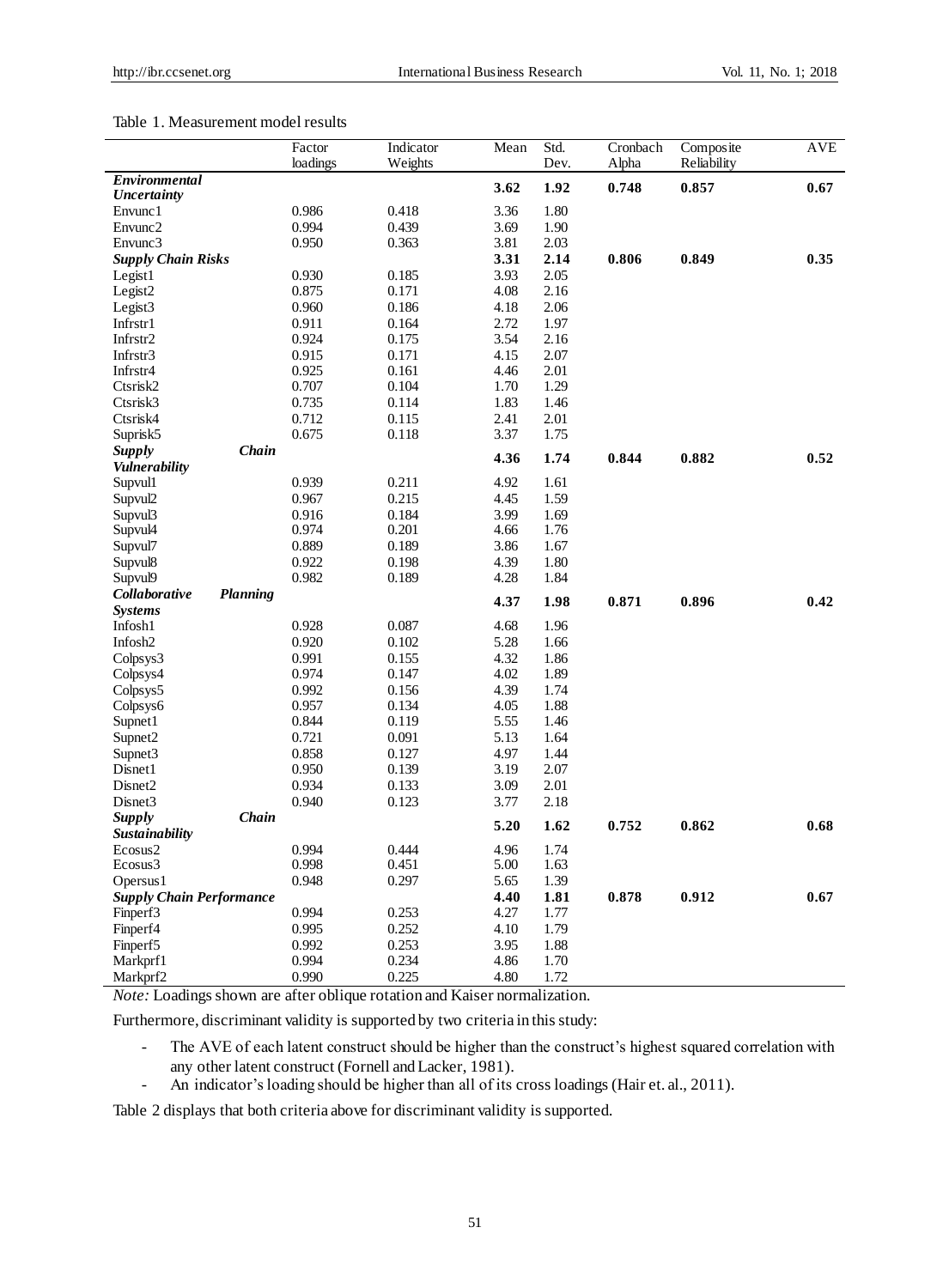Table 1. Measurement model results

| | Factor loadings | Indicator Weights | Mean | Std. Dev. | Cronbach Alpha | Composite Reliability | AVE |
|---|---|---|---|---|---|---|---|
| ***Environmental Uncertainty*** | | | **3.62** | **1.92** | **0.748** | **0.857** | **0.67** |
| Envunc1 | 0.986 | 0.418 | 3.36 | 1.80 | | | |
| Envunc2 | 0.994 | 0.439 | 3.69 | 1.90 | | | |
| Envunc3 | 0.950 | 0.363 | 3.81 | 2.03 | | | |
| ***Supply Chain Risks*** | | | **3.31** | **2.14** | **0.806** | **0.849** | **0.35** |
| Legist1 | 0.930 | 0.185 | 3.93 | 2.05 | | | |
| Legist2 | 0.875 | 0.171 | 4.08 | 2.16 | | | |
| Legist3 | 0.960 | 0.186 | 4.18 | 2.06 | | | |
| Infrstr1 | 0.911 | 0.164 | 2.72 | 1.97 | | | |
| Infrstr2 | 0.924 | 0.175 | 3.54 | 2.16 | | | |
| Infrstr3 | 0.915 | 0.171 | 4.15 | 2.07 | | | |
| Infrstr4 | 0.925 | 0.161 | 4.46 | 2.01 | | | |
| Ctsrisk2 | 0.707 | 0.104 | 1.70 | 1.29 | | | |
| Ctsrisk3 | 0.735 | 0.114 | 1.83 | 1.46 | | | |
| Ctsrisk4 | 0.712 | 0.115 | 2.41 | 2.01 | | | |
| Suprisk5 | 0.675 | 0.118 | 3.37 | 1.75 | | | |
| ***Supply Chain Vulnerability*** | | | **4.36** | **1.74** | **0.844** | **0.882** | **0.52** |
| Supvul1 | 0.939 | 0.211 | 4.92 | 1.61 | | | |
| Supvul2 | 0.967 | 0.215 | 4.45 | 1.59 | | | |
| Supvul3 | 0.916 | 0.184 | 3.99 | 1.69 | | | |
| Supvul4 | 0.974 | 0.201 | 4.66 | 1.76 | | | |
| Supvul7 | 0.889 | 0.189 | 3.86 | 1.67 | | | |
| Supvul8 | 0.922 | 0.198 | 4.39 | 1.80 | | | |
| Supvul9 | 0.982 | 0.189 | 4.28 | 1.84 | | | |
| ***Collaborative Planning Systems*** | | | **4.37** | **1.98** | **0.871** | **0.896** | **0.42** |
| Infosh1 | 0.928 | 0.087 | 4.68 | 1.96 | | | |
| Infosh2 | 0.920 | 0.102 | 5.28 | 1.66 | | | |
| Colpsys3 | 0.991 | 0.155 | 4.32 | 1.86 | | | |
| Colpsys4 | 0.974 | 0.147 | 4.02 | 1.89 | | | |
| Colpsys5 | 0.992 | 0.156 | 4.39 | 1.74 | | | |
| Colpsys6 | 0.957 | 0.134 | 4.05 | 1.88 | | | |
| Supnet1 | 0.844 | 0.119 | 5.55 | 1.46 | | | |
| Supnet2 | 0.721 | 0.091 | 5.13 | 1.64 | | | |
| Supnet3 | 0.858 | 0.127 | 4.97 | 1.44 | | | |
| Disnet1 | 0.950 | 0.139 | 3.19 | 2.07 | | | |
| Disnet2 | 0.934 | 0.133 | 3.09 | 2.01 | | | |
| Disnet3 | 0.940 | 0.123 | 3.77 | 2.18 | | | |
| ***Supply Chain Sustainability*** | | | **5.20** | **1.62** | **0.752** | **0.862** | **0.68** |
| Ecosus2 | 0.994 | 0.444 | 4.96 | 1.74 | | | |
| Ecosus3 | 0.998 | 0.451 | 5.00 | 1.63 | | | |
| Opersus1 | 0.948 | 0.297 | 5.65 | 1.39 | | | |
| ***Supply Chain Performance*** | | | **4.40** | **1.81** | **0.878** | **0.912** | **0.67** |
| Finperf3 | 0.994 | 0.253 | 4.27 | 1.77 | | | |
| Finperf4 | 0.995 | 0.252 | 4.10 | 1.79 | | | |
| Finperf5 | 0.992 | 0.253 | 3.95 | 1.88 | | | |
| Markprf1 | 0.994 | 0.234 | 4.86 | 1.70 | | | |
| Markprf2 | 0.990 | 0.225 | 4.80 | 1.72 | | | |

*Note:* Loadings shown are after oblique rotation and Kaiser normalization.

Furthermore, discriminant validity is supported by two criteria in this study:

- The AVE of each latent construct should be higher than the construct's highest squared correlation with any other latent construct (Fornell and Lacker, 1981).
- An indicator's loading should be higher than all of its cross loadings (Hair et. al., 2011).

Table 2 displays that both criteria above for discriminant validity is supported.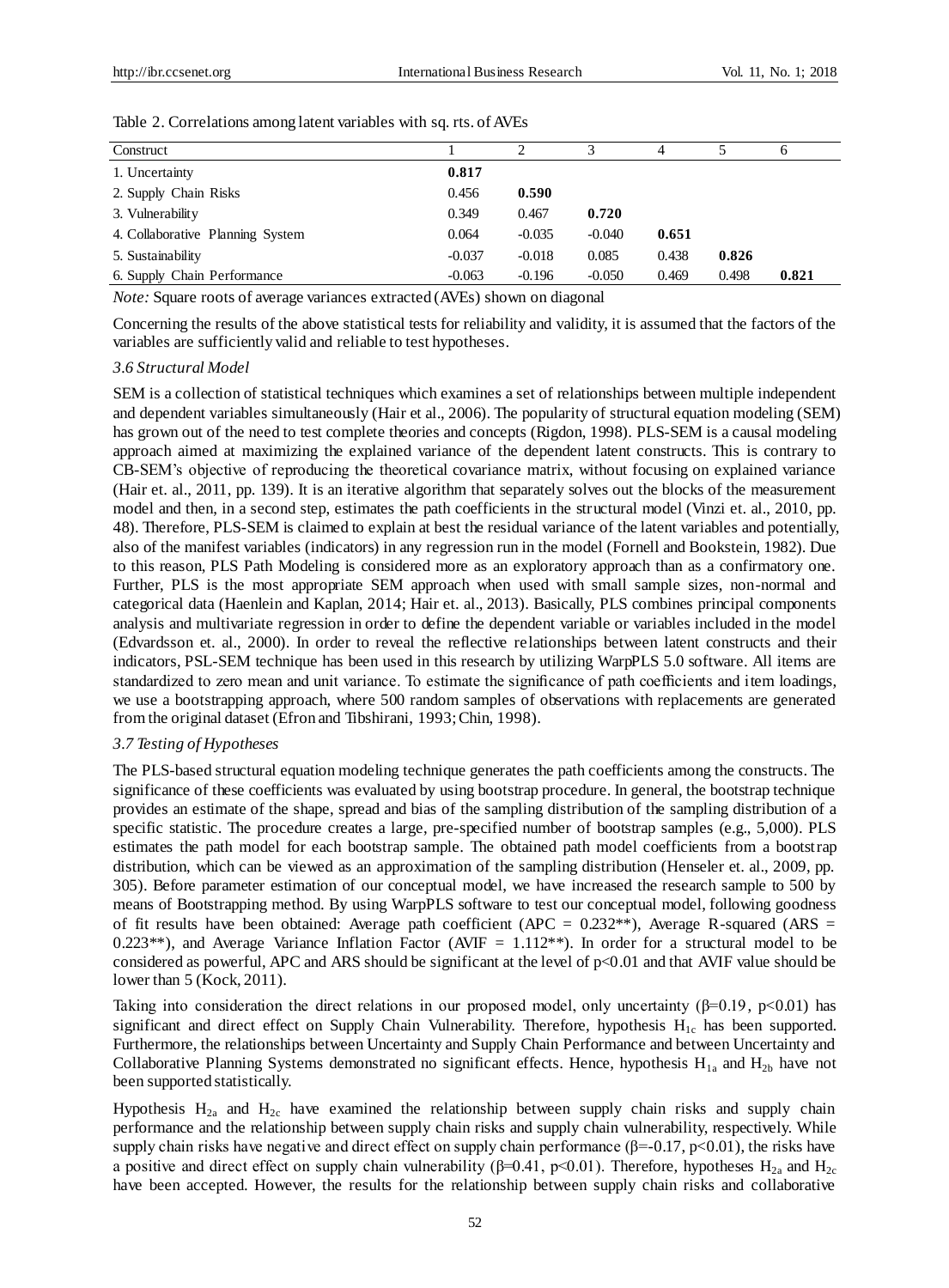Table 2. Correlations among latent variables with sq. rts. of AVEs

| Construct | 1 | 2 | 3 | 4 | 5 | 6 |
|---|---|---|---|---|---|---|
| 1. Uncertainty | **0.817** | | | | | |
| 2. Supply Chain Risks | 0.456 | **0.590** | | | | |
| 3. Vulnerability | 0.349 | 0.467 | **0.720** | | | |
| 4. Collaborative Planning System | 0.064 | -0.035 | -0.040 | **0.651** | | |
| 5. Sustainability | -0.037 | -0.018 | 0.085 | 0.438 | **0.826** | |
| 6. Supply Chain Performance | -0.063 | -0.196 | -0.050 | 0.469 | 0.498 | **0.821** |

*Note:* Square roots of average variances extracted (AVEs) shown on diagonal

Concerning the results of the above statistical tests for reliability and validity, it is assumed that the factors of the variables are sufficiently valid and reliable to test hypotheses.

### *3.6 Structural Model*

SEM is a collection of statistical techniques which examines a set of relationships between multiple independent and dependent variables simultaneously (Hair et al., 2006). The popularity of structural equation modeling (SEM) has grown out of the need to test complete theories and concepts (Rigdon, 1998). PLS-SEM is a causal modeling approach aimed at maximizing the explained variance of the dependent latent constructs. This is contrary to CB-SEM's objective of reproducing the theoretical covariance matrix, without focusing on explained variance (Hair et. al., 2011, pp. 139). It is an iterative algorithm that separately solves out the blocks of the measurement model and then, in a second step, estimates the path coefficients in the structural model (Vinzi et. al., 2010, pp. 48). Therefore, PLS-SEM is claimed to explain at best the residual variance of the latent variables and potentially, also of the manifest variables (indicators) in any regression run in the model (Fornell and Bookstein, 1982). Due to this reason, PLS Path Modeling is considered more as an exploratory approach than as a confirmatory one. Further, PLS is the most appropriate SEM approach when used with small sample sizes, non-normal and categorical data (Haenlein and Kaplan, 2014; Hair et. al., 2013). Basically, PLS combines principal components analysis and multivariate regression in order to define the dependent variable or variables included in the model (Edvardsson et. al., 2000). In order to reveal the reflective relationships between latent constructs and their indicators, PSL-SEM technique has been used in this research by utilizing WarpPLS 5.0 software. All items are standardized to zero mean and unit variance. To estimate the significance of path coefficients and item loadings, we use a bootstrapping approach, where 500 random samples of observations with replacements are generated from the original dataset (Efron and Tibshirani, 1993; Chin, 1998).

### *3.7 Testing of Hypotheses*

The PLS-based structural equation modeling technique generates the path coefficients among the constructs. The significance of these coefficients was evaluated by using bootstrap procedure. In general, the bootstrap technique provides an estimate of the shape, spread and bias of the sampling distribution of the sampling distribution of a specific statistic. The procedure creates a large, pre-specified number of bootstrap samples (e.g., 5,000). PLS estimates the path model for each bootstrap sample. The obtained path model coefficients from a bootstrap distribution, which can be viewed as an approximation of the sampling distribution (Henseler et. al., 2009, pp. 305). Before parameter estimation of our conceptual model, we have increased the research sample to 500 by means of Bootstrapping method. By using WarpPLS software to test our conceptual model, following goodness of fit results have been obtained: Average path coefficient (APC = 0.232**), Average R-squared (ARS = 0.223**), and Average Variance Inflation Factor (AVIF = 1.112**). In order for a structural model to be considered as powerful, APC and ARS should be significant at the level of $p<0.01$ and that AVIF value should be lower than 5 (Kock, 2011).

Taking into consideration the direct relations in our proposed model, only uncertainty ($\beta=0.19$, $p<0.01$) has significant and direct effect on Supply Chain Vulnerability. Therefore, hypothesis $H_{1c}$ has been supported. Furthermore, the relationships between Uncertainty and Supply Chain Performance and between Uncertainty and Collaborative Planning Systems demonstrated no significant effects. Hence, hypothesis $H_{1a}$ and $H_{2b}$ have not been supported statistically.

Hypothesis $H_{2a}$ and $H_{2c}$ have examined the relationship between supply chain risks and supply chain performance and the relationship between supply chain risks and supply chain vulnerability, respectively. While supply chain risks have negative and direct effect on supply chain performance ($\beta=-0.17$, $p<0.01$), the risks have a positive and direct effect on supply chain vulnerability ($\beta=0.41$, $p<0.01$). Therefore, hypotheses $H_{2a}$ and $H_{2c}$ have been accepted. However, the results for the relationship between supply chain risks and collaborative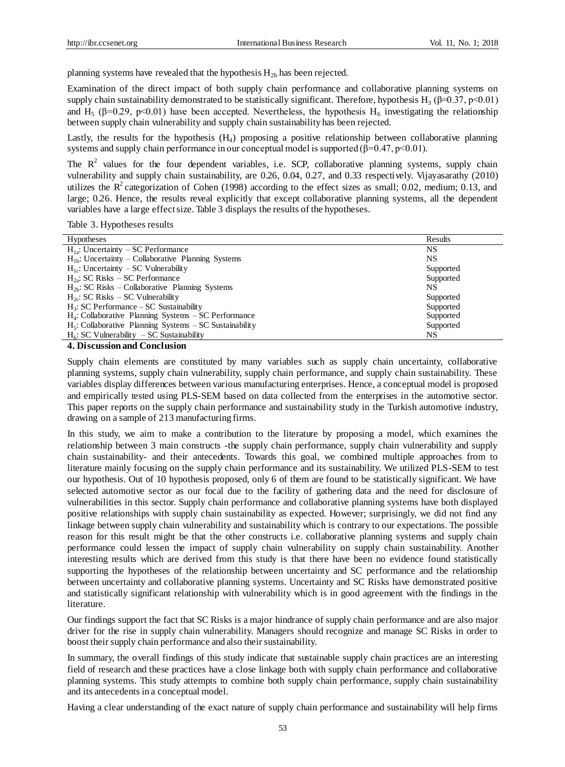planning systems have revealed that the hypothesis $H_{2b}$ has been rejected.

Examination of the direct impact of both supply chain performance and collaborative planning systems on supply chain sustainability demonstrated to be statistically significant. Therefore, hypothesis $H_3$ ($\beta$=0.37, $p<0.01$) and $H_5$ ($\beta$=0.29, $p<0.01$) have been accepted. Nevertheless, the hypothesis $H_6$ investigating the relationship between supply chain vulnerability and supply chain sustainability has been rejected.

Lastly, the results for the hypothesis ($H_4$) proposing a positive relationship between collaborative planning systems and supply chain performance in our conceptual model is supported ($\beta$=0.47, $p<0.01$).

The $R^2$ values for the four dependent variables, i.e. SCP, collaborative planning systems, supply chain vulnerability and supply chain sustainability, are 0.26, 0.04, 0.27, and 0.33 respectively. Vijayasarathy (2010) utilizes the $R^2$ categorization of Cohen (1998) according to the effect sizes as small; 0.02, medium; 0.13, and large; 0.26. Hence, the results reveal explicitly that except collaborative planning systems, all the dependent variables have a large effect size. Table 3 displays the results of the hypotheses.

Table 3. Hypotheses results

| Hypotheses | Results |
|---|---|
| $H_{1a}$: Uncertainty – SC Performance | NS |
| $H_{1b}$: Uncertainty – Collaborative Planning Systems | NS |
| $H_{1c}$: Uncertainty – SC Vulnerability | Supported |
| $H_{2a}$: SC Risks – SC Performance | Supported |
| $H_{2b}$: SC Risks – Collaborative Planning Systems | NS |
| $H_{2c}$: SC Risks – SC Vulnerability | Supported |
| $H_3$: SC Performance – SC Sustainability | Supported |
| $H_4$: Collaborative Planning Systems – SC Performance | Supported |
| $H_5$: Collaborative Planning Systems – SC Sustainability | Supported |
| $H_6$: SC Vulnerability – SC Sustainability | NS |

## 4. Discussion and Conclusion

Supply chain elements are constituted by many variables such as supply chain uncertainty, collaborative planning systems, supply chain vulnerability, supply chain performance, and supply chain sustainability. These variables display differences between various manufacturing enterprises. Hence, a conceptual model is proposed and empirically tested using PLS-SEM based on data collected from the enterprises in the automotive sector. This paper reports on the supply chain performance and sustainability study in the Turkish automotive industry, drawing on a sample of 213 manufacturing firms.

In this study, we aim to make a contribution to the literature by proposing a model, which examines the relationship between 3 main constructs -the supply chain performance, supply chain vulnerability and supply chain sustainability- and their antecedents. Towards this goal, we combined multiple approaches from to literature mainly focusing on the supply chain performance and its sustainability. We utilized PLS-SEM to test our hypothesis. Out of 10 hypothesis proposed, only 6 of them are found to be statistically significant. We have selected automotive sector as our focal due to the facility of gathering data and the need for disclosure of vulnerabilities in this sector. Supply chain performance and collaborative planning systems have both displayed positive relationships with supply chain sustainability as expected. However; surprisingly, we did not find any linkage between supply chain vulnerability and sustainability which is contrary to our expectations. The possible reason for this result might be that the other constructs i.e. collaborative planning systems and supply chain performance could lessen the impact of supply chain vulnerability on supply chain sustainability. Another interesting results which are derived from this study is that there have been no evidence found statistically supporting the hypotheses of the relationship between uncertainty and SC performance and the relationship between uncertainty and collaborative planning systems. Uncertainty and SC Risks have demonstrated positive and statistically significant relationship with vulnerability which is in good agreement with the findings in the literature.

Our findings support the fact that SC Risks is a major hindrance of supply chain performance and are also major driver for the rise in supply chain vulnerability. Managers should recognize and manage SC Risks in order to boost their supply chain performance and also their sustainability.

In summary, the overall findings of this study indicate that sustainable supply chain practices are an interesting field of research and these practices have a close linkage both with supply chain performance and collaborative planning systems. This study attempts to combine both supply chain performance, supply chain sustainability and its antecedents in a conceptual model.

Having a clear understanding of the exact nature of supply chain performance and sustainability will help firms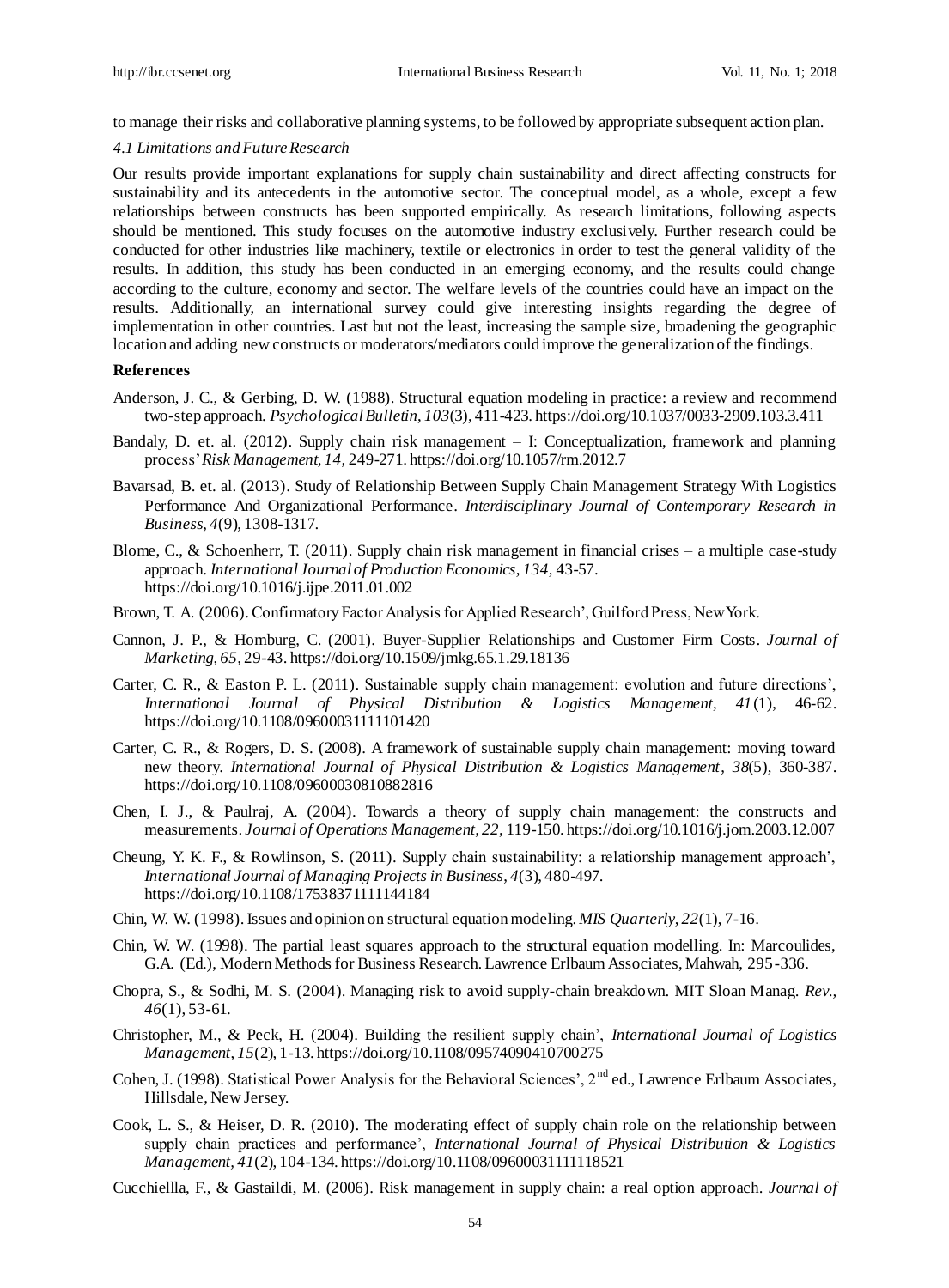to manage their risks and collaborative planning systems, to be followed by appropriate subsequent action plan.

### *4.1 Limitations and Future Research*

Our results provide important explanations for supply chain sustainability and direct affecting constructs for sustainability and its antecedents in the automotive sector. The conceptual model, as a whole, except a few relationships between constructs has been supported empirically. As research limitations, following aspects should be mentioned. This study focuses on the automotive industry exclusively. Further research could be conducted for other industries like machinery, textile or electronics in order to test the general validity of the results. In addition, this study has been conducted in an emerging economy, and the results could change according to the culture, economy and sector. The welfare levels of the countries could have an impact on the results. Additionally, an international survey could give interesting insights regarding the degree of implementation in other countries. Last but not the least, increasing the sample size, broadening the geographic location and adding new constructs or moderators/mediators could improve the generalization of the findings.

## References

Anderson, J. C., & Gerbing, D. W. (1988). Structural equation modeling in practice: a review and recommend two-step approach. *Psychological Bulletin, 103*(3), 411-423. https://doi.org/10.1037/0033-2909.103.3.411

Bandaly, D. et. al. (2012). Supply chain risk management – I: Conceptualization, framework and planning process' *Risk Management, 14,* 249-271. https://doi.org/10.1057/rm.2012.7

Bavarsad, B. et. al. (2013). Study of Relationship Between Supply Chain Management Strategy With Logistics Performance And Organizational Performance. *Interdisciplinary Journal of Contemporary Research in Business, 4*(9), 1308-1317.

Blome, C., & Schoenherr, T. (2011). Supply chain risk management in financial crises – a multiple case-study approach. *International Journal of Production Economics, 134,* 43-57. https://doi.org/10.1016/j.ijpe.2011.01.002

Brown, T. A. (2006). Confirmatory Factor Analysis for Applied Research', Guilford Press, New York.

Cannon, J. P., & Homburg, C. (2001). Buyer-Supplier Relationships and Customer Firm Costs. *Journal of Marketing, 65,* 29-43. https://doi.org/10.1509/jmkg.65.1.29.18136

Carter, C. R., & Easton P. L. (2011). Sustainable supply chain management: evolution and future directions', *International Journal of Physical Distribution & Logistics Management, 41*(1), 46-62. https://doi.org/10.1108/09600031111101420

Carter, C. R., & Rogers, D. S. (2008). A framework of sustainable supply chain management: moving toward new theory. *International Journal of Physical Distribution & Logistics Management, 38*(5), 360-387. https://doi.org/10.1108/09600030810882816

Chen, I. J., & Paulraj, A. (2004). Towards a theory of supply chain management: the constructs and measurements. *Journal of Operations Management, 22,* 119-150. https://doi.org/10.1016/j.jom.2003.12.007

Cheung, Y. K. F., & Rowlinson, S. (2011). Supply chain sustainability: a relationship management approach', *International Journal of Managing Projects in Business, 4*(3), 480-497. https://doi.org/10.1108/17538371111144184

Chin, W. W. (1998). Issues and opinion on structural equation modeling. *MIS Quarterly, 22*(1), 7-16.

Chin, W. W. (1998). The partial least squares approach to the structural equation modelling. In: Marcoulides, G.A. (Ed.), Modern Methods for Business Research. Lawrence Erlbaum Associates, Mahwah, 295-336.

Chopra, S., & Sodhi, M. S. (2004). Managing risk to avoid supply-chain breakdown. MIT Sloan Manag. *Rev., 46*(1), 53-61.

Christopher, M., & Peck, H. (2004). Building the resilient supply chain', *International Journal of Logistics Management, 15*(2), 1-13. https://doi.org/10.1108/09574090410700275

Cohen, J. (1998). Statistical Power Analysis for the Behavioral Sciences', 2nd ed., Lawrence Erlbaum Associates, Hillsdale, New Jersey.

Cook, L. S., & Heiser, D. R. (2010). The moderating effect of supply chain role on the relationship between supply chain practices and performance', *International Journal of Physical Distribution & Logistics Management, 41*(2), 104-134. https://doi.org/10.1108/09600031111118521

Cucchiellla, F., & Gastaildi, M. (2006). Risk management in supply chain: a real option approach. *Journal of*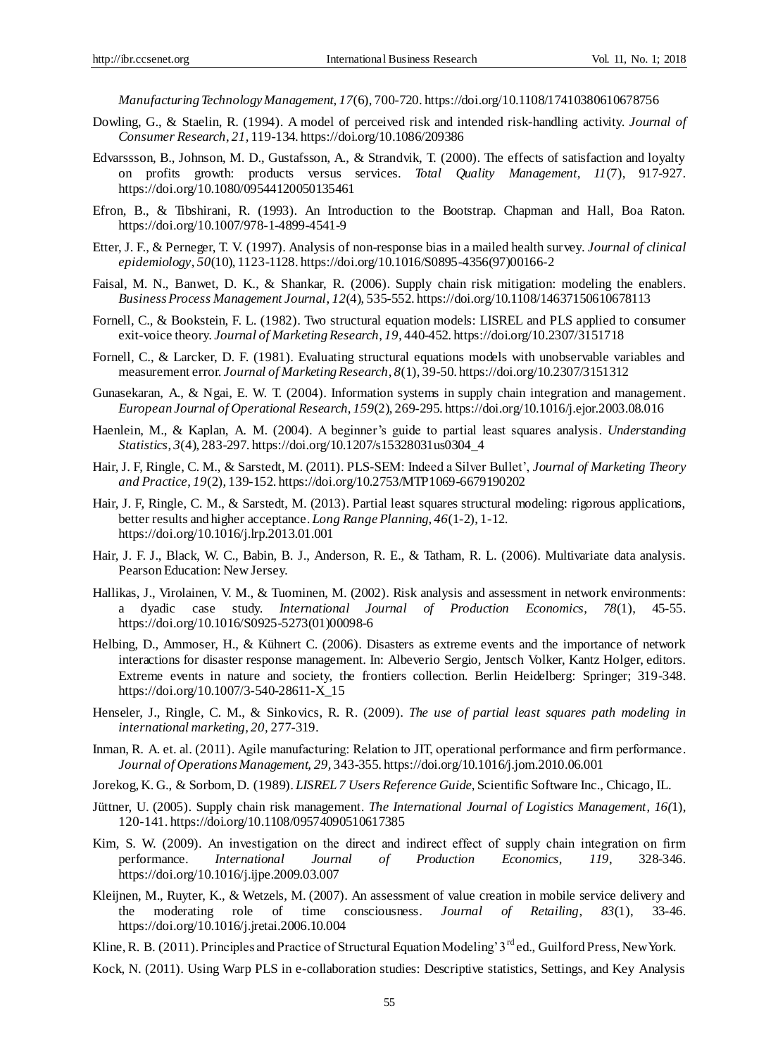*Manufacturing Technology Management, 17*(6), 700-720. https://doi.org/10.1108/17410380610678756

Dowling, G., & Staelin, R. (1994). A model of perceived risk and intended risk-handling activity. *Journal of Consumer Research, 21,* 119-134. https://doi.org/10.1086/209386

Edvarssson, B., Johnson, M. D., Gustafsson, A., & Strandvik, T. (2000). The effects of satisfaction and loyalty on profits growth: products versus services. *Total Quality Management, 11*(7), 917-927. https://doi.org/10.1080/09544120050135461

Efron, B., & Tibshirani, R. (1993). An Introduction to the Bootstrap. Chapman and Hall, Boa Raton. https://doi.org/10.1007/978-1-4899-4541-9

Etter, J. F., & Perneger, T. V. (1997). Analysis of non-response bias in a mailed health survey. *Journal of clinical epidemiology, 50*(10), 1123-1128. https://doi.org/10.1016/S0895-4356(97)00166-2

Faisal, M. N., Banwet, D. K., & Shankar, R. (2006). Supply chain risk mitigation: modeling the enablers. *Business Process Management Journal, 12*(4), 535-552. https://doi.org/10.1108/14637150610678113

Fornell, C., & Bookstein, F. L. (1982). Two structural equation models: LISREL and PLS applied to consumer exit-voice theory. *Journal of Marketing Research, 19,* 440-452. https://doi.org/10.2307/3151718

Fornell, C., & Larcker, D. F. (1981). Evaluating structural equations models with unobservable variables and measurement error. *Journal of Marketing Research, 8*(1), 39-50. https://doi.org/10.2307/3151312

Gunasekaran, A., & Ngai, E. W. T. (2004). Information systems in supply chain integration and management. *European Journal of Operational Research, 159*(2), 269-295. https://doi.org/10.1016/j.ejor.2003.08.016

Haenlein, M., & Kaplan, A. M. (2004). A beginner's guide to partial least squares analysis. *Understanding Statistics, 3*(4), 283-297. https://doi.org/10.1207/s15328031us0304_4

Hair, J. F, Ringle, C. M., & Sarstedt, M. (2011). PLS-SEM: Indeed a Silver Bullet', *Journal of Marketing Theory and Practice, 19*(2), 139-152. https://doi.org/10.2753/MTP1069-6679190202

Hair, J. F, Ringle, C. M., & Sarstedt, M. (2013). Partial least squares structural modeling: rigorous applications, better results and higher acceptance. *Long Range Planning, 46*(1-2), 1-12. https://doi.org/10.1016/j.lrp.2013.01.001

Hair, J. F. J., Black, W. C., Babin, B. J., Anderson, R. E., & Tatham, R. L. (2006). Multivariate data analysis. Pearson Education: New Jersey.

Hallikas, J., Virolainen, V. M., & Tuominen, M. (2002). Risk analysis and assessment in network environments: a dyadic case study. *International Journal of Production Economics, 78*(1), 45-55. https://doi.org/10.1016/S0925-5273(01)00098-6

Helbing, D., Ammoser, H., & Kühnert C. (2006). Disasters as extreme events and the importance of network interactions for disaster response management. In: Albeverio Sergio, Jentsch Volker, Kantz Holger, editors. Extreme events in nature and society, the frontiers collection. Berlin Heidelberg: Springer; 319-348. https://doi.org/10.1007/3-540-28611-X_15

Henseler, J., Ringle, C. M., & Sinkovics, R. R. (2009). *The use of partial least squares path modeling in international marketing, 20,* 277-319.

Inman, R. A. et. al. (2011). Agile manufacturing: Relation to JIT, operational performance and firm performance. *Journal of Operations Management, 29,* 343-355. https://doi.org/10.1016/j.jom.2010.06.001

Jorekog, K. G., & Sorbom, D. (1989). *LISREL 7 Users Reference Guide,* Scientific Software Inc., Chicago, IL.

Jüttner, U. (2005). Supply chain risk management. *The International Journal of Logistics Management, 16(*1), 120-141. https://doi.org/10.1108/09574090510617385

Kim, S. W. (2009). An investigation on the direct and indirect effect of supply chain integration on firm performance. *International Journal of Production Economics, 119,* 328-346. https://doi.org/10.1016/j.ijpe.2009.03.007

Kleijnen, M., Ruyter, K., & Wetzels, M. (2007). An assessment of value creation in mobile service delivery and the moderating role of time consciousness. *Journal of Retailing, 83*(1), 33-46. https://doi.org/10.1016/j.jretai.2006.10.004

Kline, R. B. (2011). Principles and Practice of Structural Equation Modeling' 3rd ed., Guilford Press, New York.

Kock, N. (2011). Using Warp PLS in e-collaboration studies: Descriptive statistics, Settings, and Key Analysis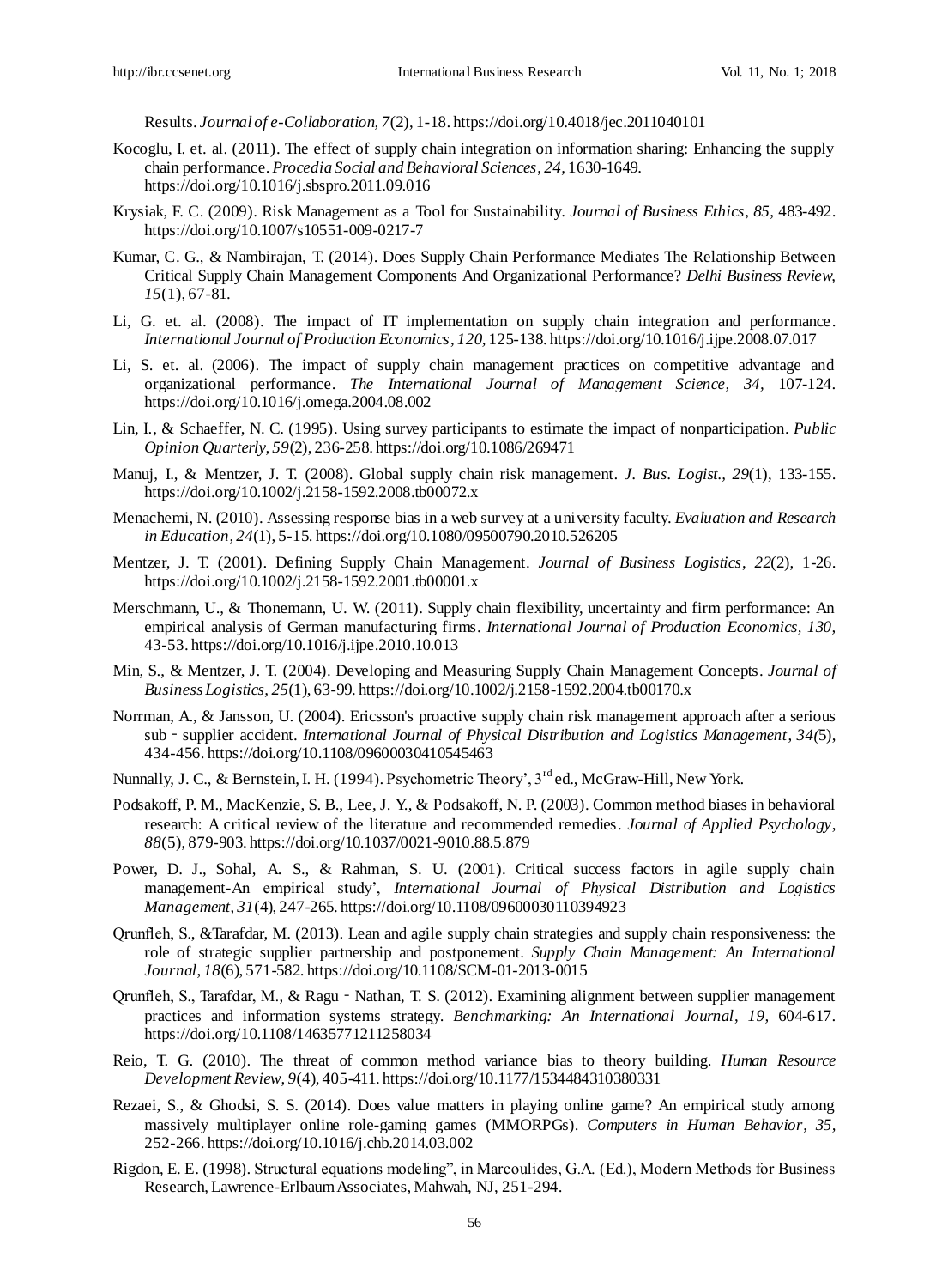Results. *Journal of e-Collaboration, 7*(2), 1-18. https://doi.org/10.4018/jec.2011040101

Kocoglu, I. et. al. (2011). The effect of supply chain integration on information sharing: Enhancing the supply chain performance. *Procedia Social and Behavioral Sciences*, *24,* 1630-1649. https://doi.org/10.1016/j.sbspro.2011.09.016

Krysiak, F. C. (2009). Risk Management as a Tool for Sustainability. *Journal of Business Ethics*, *85,* 483-492. https://doi.org/10.1007/s10551-009-0217-7

Kumar, C. G., & Nambirajan, T. (2014). Does Supply Chain Performance Mediates The Relationship Between Critical Supply Chain Management Components And Organizational Performance? *Delhi Business Review, 15*(1), 67-81.

Li, G. et. al. (2008). The impact of IT implementation on supply chain integration and performance. *International Journal of Production Economics*, *120,* 125-138. https://doi.org/10.1016/j.ijpe.2008.07.017

Li, S. et. al. (2006). The impact of supply chain management practices on competitive advantage and organizational performance. *The International Journal of Management Science, 34,* 107-124. https://doi.org/10.1016/j.omega.2004.08.002

Lin, I., & Schaeffer, N. C. (1995). Using survey participants to estimate the impact of nonparticipation. *Public Opinion Quarterly, 59*(2), 236-258. https://doi.org/10.1086/269471

Manuj, I., & Mentzer, J. T. (2008). Global supply chain risk management. *J. Bus. Logist., 29*(1), 133-155. https://doi.org/10.1002/j.2158-1592.2008.tb00072.x

Menachemi, N. (2010). Assessing response bias in a web survey at a university faculty. *Evaluation and Research in Education*, *24*(1), 5-15. https://doi.org/10.1080/09500790.2010.526205

Mentzer, J. T. (2001). Defining Supply Chain Management. *Journal of Business Logistics*, *22*(2), 1-26. https://doi.org/10.1002/j.2158-1592.2001.tb00001.x

Merschmann, U., & Thonemann, U. W. (2011). Supply chain flexibility, uncertainty and firm performance: An empirical analysis of German manufacturing firms. *International Journal of Production Economics, 130,* 43-53. https://doi.org/10.1016/j.ijpe.2010.10.013

Min, S., & Mentzer, J. T. (2004). Developing and Measuring Supply Chain Management Concepts. *Journal of Business Logistics, 25*(1), 63-99. https://doi.org/10.1002/j.2158-1592.2004.tb00170.x

Norrman, A., & Jansson, U. (2004). Ericsson's proactive supply chain risk management approach after a serious sub‐supplier accident. *International Journal of Physical Distribution and Logistics Management*, *34(*5), 434-456. https://doi.org/10.1108/09600030410545463

Nunnally, J. C., & Bernstein, I. H. (1994). Psychometric Theory', 3rd ed., McGraw-Hill, New York.

Podsakoff, P. M., MacKenzie, S. B., Lee, J. Y., & Podsakoff, N. P. (2003). Common method biases in behavioral research: A critical review of the literature and recommended remedies. *Journal of Applied Psychology*, *88*(5), 879-903. https://doi.org/10.1037/0021-9010.88.5.879

Power, D. J., Sohal, A. S., & Rahman, S. U. (2001). Critical success factors in agile supply chain management-An empirical study', *International Journal of Physical Distribution and Logistics Management, 31*(4), 247-265. https://doi.org/10.1108/09600030110394923

Qrunfleh, S., &Tarafdar, M. (2013). Lean and agile supply chain strategies and supply chain responsiveness: the role of strategic supplier partnership and postponement. *Supply Chain Management: An International Journal, 18*(6), 571-582. https://doi.org/10.1108/SCM-01-2013-0015

Qrunfleh, S., Tarafdar, M., & Ragu‐Nathan, T. S. (2012). Examining alignment between supplier management practices and information systems strategy. *Benchmarking: An International Journal*, *19,* 604-617. https://doi.org/10.1108/14635771211258034

Reio, T. G. (2010). The threat of common method variance bias to theory building. *Human Resource Development Review, 9*(4), 405-411. https://doi.org/10.1177/1534484310380331

Rezaei, S., & Ghodsi, S. S. (2014). Does value matters in playing online game? An empirical study among massively multiplayer online role-gaming games (MMORPGs). *Computers in Human Behavior*, *35,* 252-266. https://doi.org/10.1016/j.chb.2014.03.002

Rigdon, E. E. (1998). Structural equations modeling", in Marcoulides, G.A. (Ed.), Modern Methods for Business Research, Lawrence-Erlbaum Associates, Mahwah, NJ, 251-294.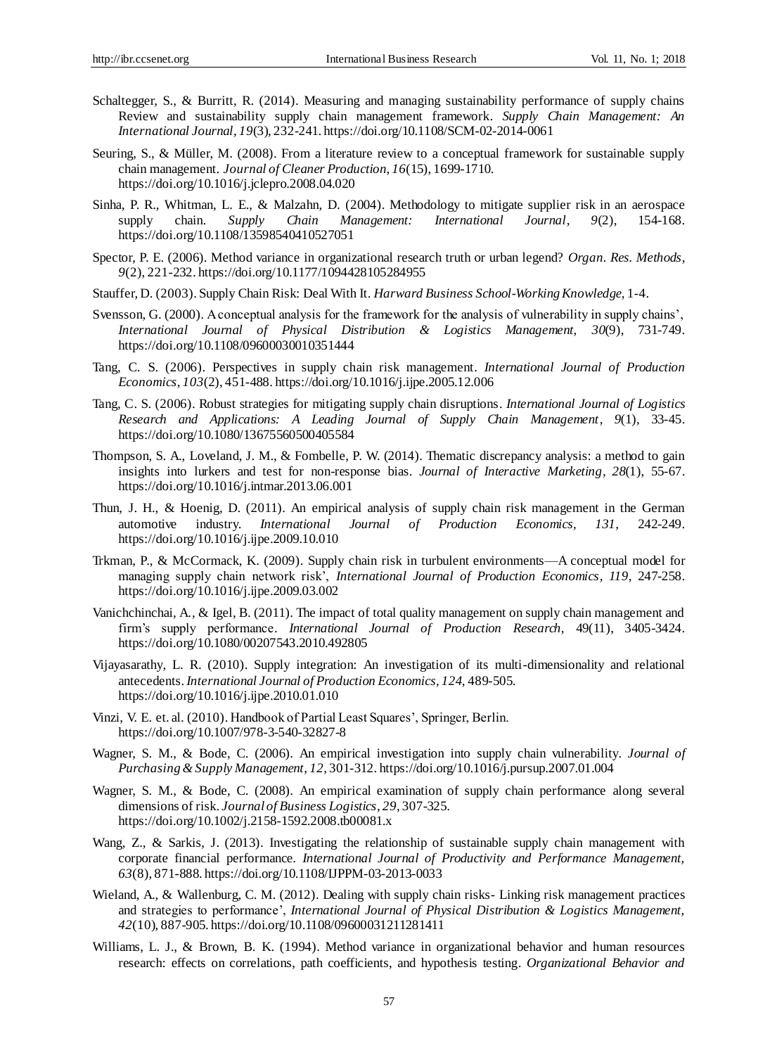Schaltegger, S., & Burritt, R. (2014). Measuring and managing sustainability performance of supply chains Review and sustainability supply chain management framework. *Supply Chain Management: An International Journal*, *19*(3), 232-241. https://doi.org/10.1108/SCM-02-2014-0061

Seuring, S., & Müller, M. (2008). From a literature review to a conceptual framework for sustainable supply chain management. *Journal of Cleaner Production*, *16*(15), 1699-1710. https://doi.org/10.1016/j.jclepro.2008.04.020

Sinha, P. R., Whitman, L. E., & Malzahn, D. (2004). Methodology to mitigate supplier risk in an aerospace supply chain. *Supply Chain Management: International Journal*, *9*(2), 154-168. https://doi.org/10.1108/13598540410527051

Spector, P. E. (2006). Method variance in organizational research truth or urban legend? *Organ. Res. Methods*, *9*(2), 221-232. https://doi.org/10.1177/1094428105284955

Stauffer, D. (2003). Supply Chain Risk: Deal With It. *Harward Business School-Working Knowledge*, 1-4.

Svensson, G. (2000). A conceptual analysis for the framework for the analysis of vulnerability in supply chains', *International Journal of Physical Distribution & Logistics Management, 30*(9), 731-749. https://doi.org/10.1108/09600030010351444

Tang, C. S. (2006). Perspectives in supply chain risk management. *International Journal of Production Economics*, *103*(2), 451-488. https://doi.org/10.1016/j.ijpe.2005.12.006

Tang, C. S. (2006). Robust strategies for mitigating supply chain disruptions. *International Journal of Logistics Research and Applications: A Leading Journal of Supply Chain Management*, *9*(1), 33-45. https://doi.org/10.1080/13675560500405584

Thompson, S. A., Loveland, J. M., & Fombelle, P. W. (2014). Thematic discrepancy analysis: a method to gain insights into lurkers and test for non-response bias. *Journal of Interactive Marketing*, *28*(1), 55-67. https://doi.org/10.1016/j.intmar.2013.06.001

Thun, J. H., & Hoenig, D. (2011). An empirical analysis of supply chain risk management in the German automotive industry. *International Journal of Production Economics, 131,* 242-249. https://doi.org/10.1016/j.ijpe.2009.10.010

Trkman, P., & McCormack, K. (2009). Supply chain risk in turbulent environments—A conceptual model for managing supply chain network risk', *International Journal of Production Economics*, *119*, 247-258. https://doi.org/10.1016/j.ijpe.2009.03.002

Vanichchinchai, A., & Igel, B. (2011). The impact of total quality management on supply chain management and firm's supply performance. *International Journal of Production Research,* 49(11), 3405-3424. https://doi.org/10.1080/00207543.2010.492805

Vijayasarathy, L. R. (2010). Supply integration: An investigation of its multi-dimensionality and relational antecedents. *International Journal of Production Economics, 124,* 489-505. https://doi.org/10.1016/j.ijpe.2010.01.010

Vinzi, V. E. et. al. (2010). Handbook of Partial Least Squares', Springer, Berlin. https://doi.org/10.1007/978-3-540-32827-8

Wagner, S. M., & Bode, C. (2006). An empirical investigation into supply chain vulnerability. *Journal of Purchasing & Supply Management*, *12,* 301-312. https://doi.org/10.1016/j.pursup.2007.01.004

Wagner, S. M., & Bode, C. (2008). An empirical examination of supply chain performance along several dimensions of risk. *Journal of Business Logistics*, *29,* 307-325. https://doi.org/10.1002/j.2158-1592.2008.tb00081.x

Wang, Z., & Sarkis, J. (2013). Investigating the relationship of sustainable supply chain management with corporate financial performance. *International Journal of Productivity and Performance Management, 63*(8), 871-888. https://doi.org/10.1108/IJPPM-03-2013-0033

Wieland, A., & Wallenburg, C. M. (2012). Dealing with supply chain risks- Linking risk management practices and strategies to performance', *International Journal of Physical Distribution & Logistics Management, 42*(10), 887-905. https://doi.org/10.1108/09600031211281411

Williams, L. J., & Brown, B. K. (1994). Method variance in organizational behavior and human resources research: effects on correlations, path coefficients, and hypothesis testing. *Organizational Behavior and*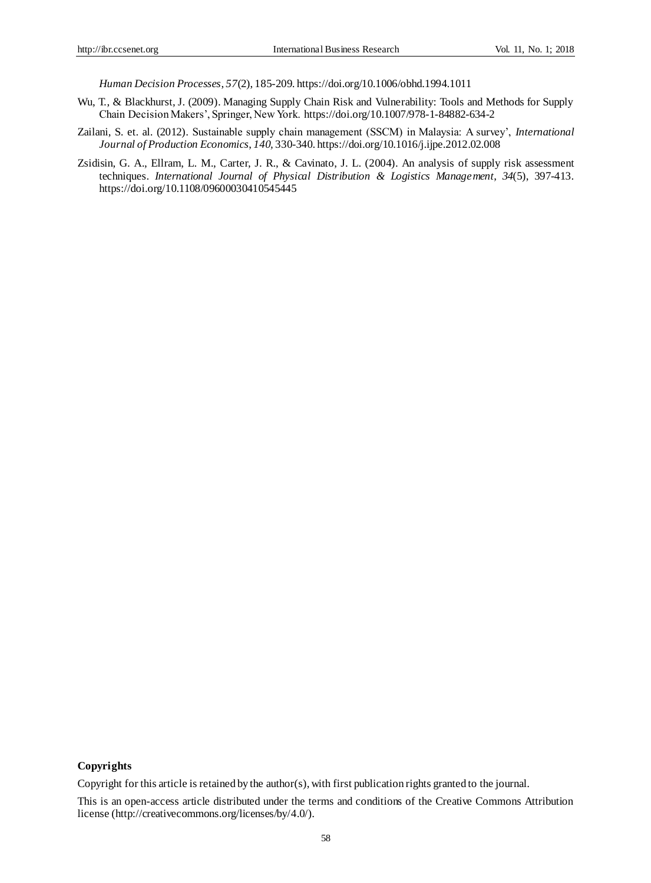*Human Decision Processes*, *57*(2), 185-209. https://doi.org/10.1006/obhd.1994.1011

Wu, T., & Blackhurst, J. (2009). Managing Supply Chain Risk and Vulnerability: Tools and Methods for Supply Chain Decision Makers', Springer, New York. https://doi.org/10.1007/978-1-84882-634-2

Zailani, S. et. al. (2012). Sustainable supply chain management (SSCM) in Malaysia: A survey', *International Journal of Production Economics*, *140*, 330-340. https://doi.org/10.1016/j.ijpe.2012.02.008

Zsidisin, G. A., Ellram, L. M., Carter, J. R., & Cavinato, J. L. (2004). An analysis of supply risk assessment techniques. *International Journal of Physical Distribution & Logistics Management*, *34*(5), 397-413. https://doi.org/10.1108/09600030410545445

## Copyrights

Copyright for this article is retained by the author(s), with first publication rights granted to the journal.

This is an open-access article distributed under the terms and conditions of the Creative Commons Attribution license (http://creativecommons.org/licenses/by/4.0/).